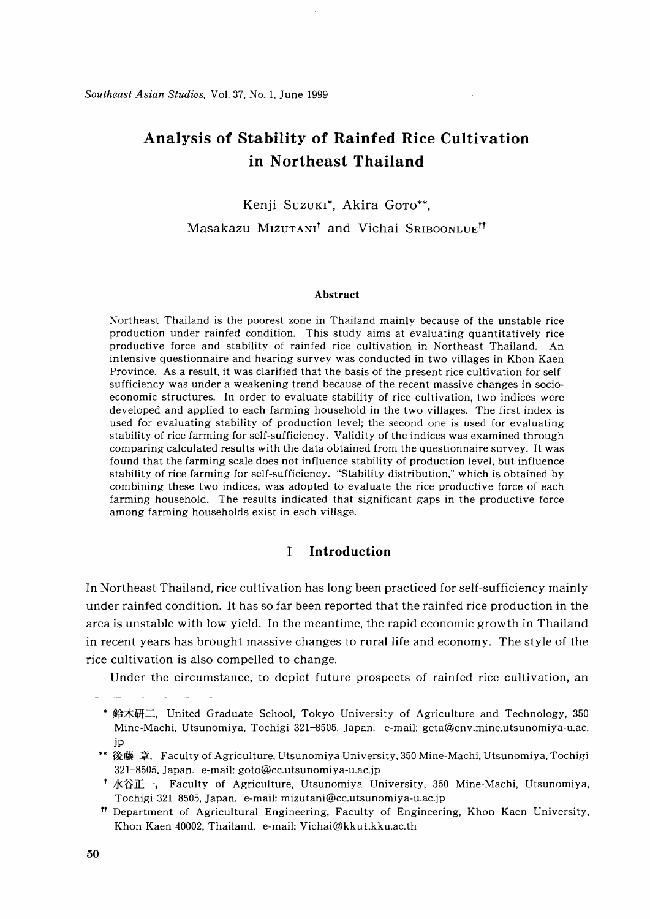# Analysis of Stability of Rainfed Rice Cultivation in Northeast Thailand

Kenji SUZUKI*, Akira GOTO**, Masakazu MIZUTANI† and Vichai SRIBOONLUE††

### Abstract

Northeast Thailand is the poorest zone in Thailand mainly because of the unstable rice production under rainfed condition. This study aims at evaluating quantitatively rice productive force and stability of rainfed rice cultivation in Northeast Thailand. An intensive questionnaire and hearing survey was conducted in two villages in Khon Kaen Province. As a result, it was clarified that the basis of the present rice cultivation for self-sufficiency was under a weakening trend because of the recent massive changes in socio-economic structures. In order to evaluate stability of rice cultivation, two indices were developed and applied to each farming household in the two villages. The first index is used for evaluating stability of production level; the second one is used for evaluating stability of rice farming for self-sufficiency. Validity of the indices was examined through comparing calculated results with the data obtained from the questionnaire survey. It was found that the farming scale does not influence stability of production level, but influence stability of rice farming for self-sufficiency. "Stability distribution," which is obtained by combining these two indices, was adopted to evaluate the rice productive force of each farming household. The results indicated that significant gaps in the productive force among farming households exist in each village.

## I Introduction

In Northeast Thailand, rice cultivation has long been practiced for self-sufficiency mainly under rainfed condition. It has so far been reported that the rainfed rice production in the area is unstable with low yield. In the meantime, the rapid economic growth in Thailand in recent years has brought massive changes to rural life and economy. The style of the rice cultivation is also compelled to change.

Under the circumstance, to depict future prospects of rainfed rice cultivation, an

---

\* 鈴木研二, United Graduate School, Tokyo University of Agriculture and Technology, 350 Mine-Machi, Utsunomiya, Tochigi 321–8505, Japan. e-mail: geta@env.mine.utsunomiya-u.ac.jp

\*\* 後藤 章, Faculty of Agriculture, Utsunomiya University, 350 Mine-Machi, Utsunomiya, Tochigi 321–8505, Japan. e-mail: goto@cc.utsunomiya-u.ac.jp

† 水谷正一, Faculty of Agriculture, Utsunomiya University, 350 Mine-Machi, Utsunomiya, Tochigi 321–8505, Japan. e-mail: mizutani@cc.utsunomiya-u.ac.jp

†† Department of Agricultural Engineering, Faculty of Engineering, Khon Kaen University, Khon Kaen 40002, Thailand. e-mail: Vichai@kku1.kku.ac.th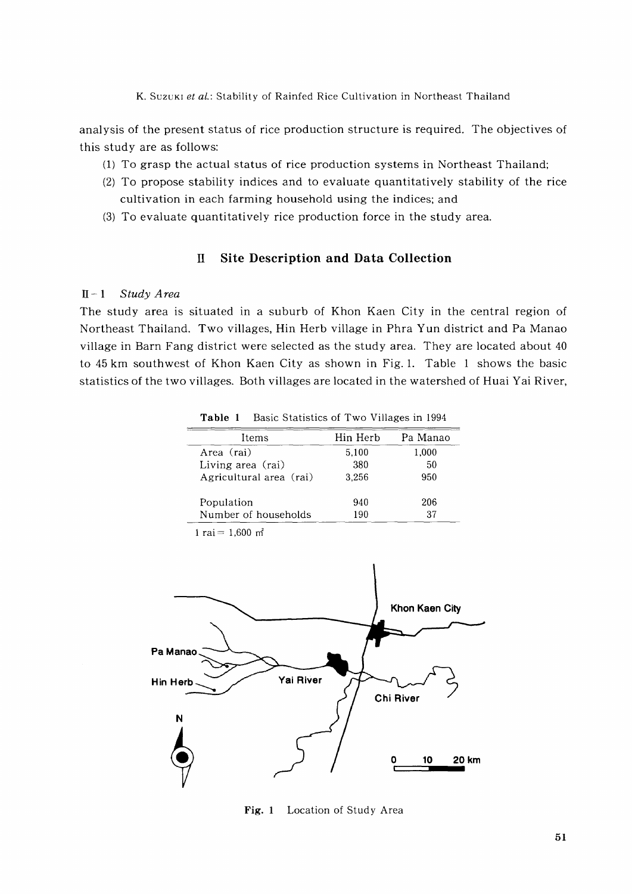analysis of the present status of rice production structure is required. The objectives of this study are as follows:

(1) To grasp the actual status of rice production systems in Northeast Thailand;
(2) To propose stability indices and to evaluate quantitatively stability of the rice cultivation in each farming household using the indices; and
(3) To evaluate quantitatively rice production force in the study area.

## II Site Description and Data Collection

### II-1 *Study Area*

The study area is situated in a suburb of Khon Kaen City in the central region of Northeast Thailand. Two villages, Hin Herb village in Phra Yun district and Pa Manao village in Barn Fang district were selected as the study area. They are located about 40 to 45 km southwest of Khon Kaen City as shown in Fig. 1. Table 1 shows the basic statistics of the two villages. Both villages are located in the watershed of Huai Yai River,

**Table 1** Basic Statistics of Two Villages in 1994

| Items | Hin Herb | Pa Manao |
|---|---|---|
| Area (rai) | 5,100 | 1,000 |
| Living area (rai) | 380 | 50 |
| Agricultural area (rai) | 3,256 | 950 |
| Population | 940 | 206 |
| Number of households | 190 | 37 |

1 rai = 1,600 $m^2$

**Fig. 1** Location of Study Area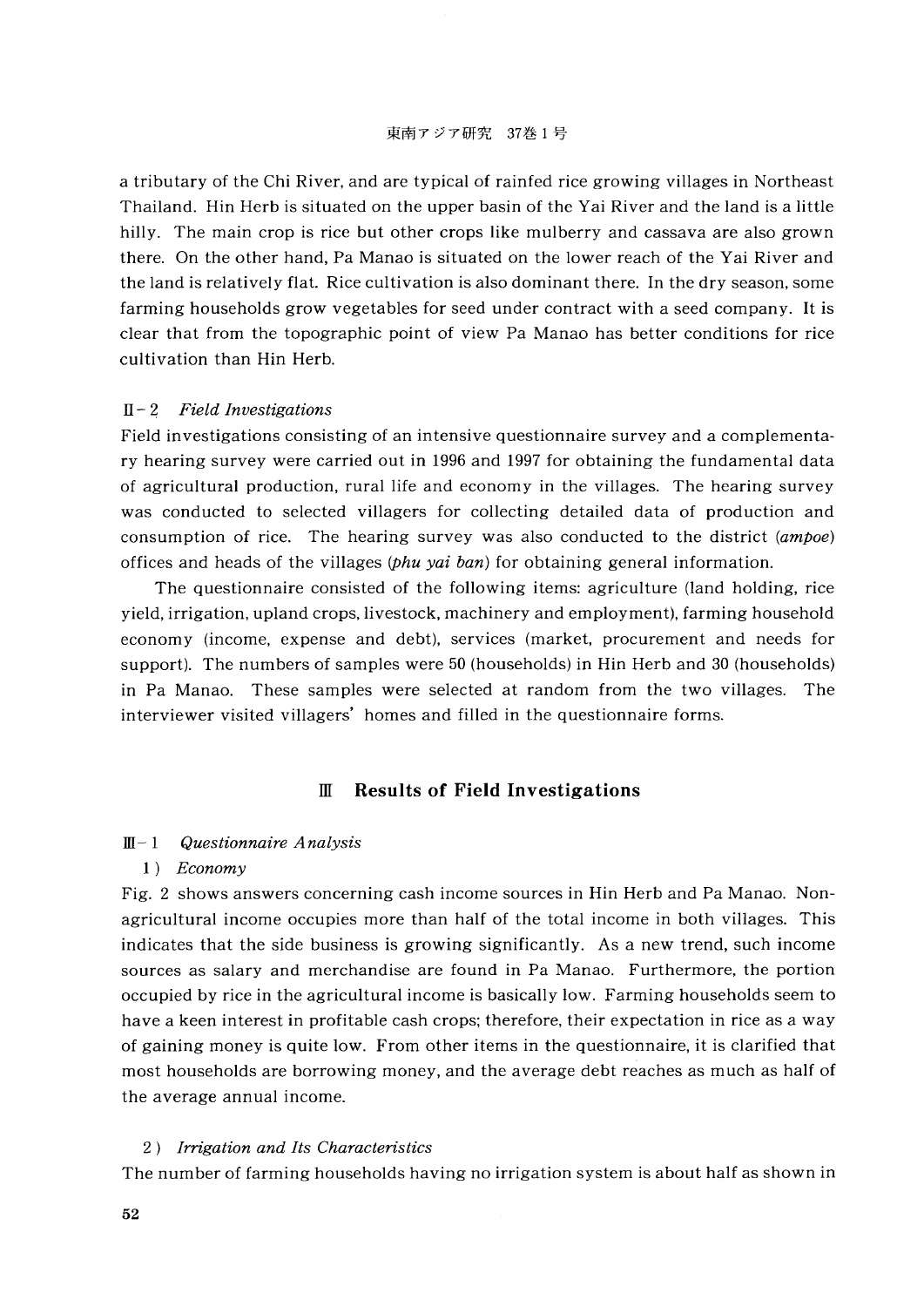a tributary of the Chi River, and are typical of rainfed rice growing villages in Northeast Thailand. Hin Herb is situated on the upper basin of the Yai River and the land is a little hilly. The main crop is rice but other crops like mulberry and cassava are also grown there. On the other hand, Pa Manao is situated on the lower reach of the Yai River and the land is relatively flat. Rice cultivation is also dominant there. In the dry season, some farming households grow vegetables for seed under contract with a seed company. It is clear that from the topographic point of view Pa Manao has better conditions for rice cultivation than Hin Herb.

### II-2 *Field Investigations*

Field investigations consisting of an intensive questionnaire survey and a complementary hearing survey were carried out in 1996 and 1997 for obtaining the fundamental data of agricultural production, rural life and economy in the villages. The hearing survey was conducted to selected villagers for collecting detailed data of production and consumption of rice. The hearing survey was also conducted to the district (*ampoe*) offices and heads of the villages (*phu yai ban*) for obtaining general information.

The questionnaire consisted of the following items: agriculture (land holding, rice yield, irrigation, upland crops, livestock, machinery and employment), farming household economy (income, expense and debt), services (market, procurement and needs for support). The numbers of samples were 50 (households) in Hin Herb and 30 (households) in Pa Manao. These samples were selected at random from the two villages. The interviewer visited villagers' homes and filled in the questionnaire forms.

## III Results of Field Investigations

### III-1 *Questionnaire Analysis*

#### 1) *Economy*

Fig. 2 shows answers concerning cash income sources in Hin Herb and Pa Manao. Non-agricultural income occupies more than half of the total income in both villages. This indicates that the side business is growing significantly. As a new trend, such income sources as salary and merchandise are found in Pa Manao. Furthermore, the portion occupied by rice in the agricultural income is basically low. Farming households seem to have a keen interest in profitable cash crops; therefore, their expectation in rice as a way of gaining money is quite low. From other items in the questionnaire, it is clarified that most households are borrowing money, and the average debt reaches as much as half of the average annual income.

#### 2) *Irrigation and Its Characteristics*

The number of farming households having no irrigation system is about half as shown in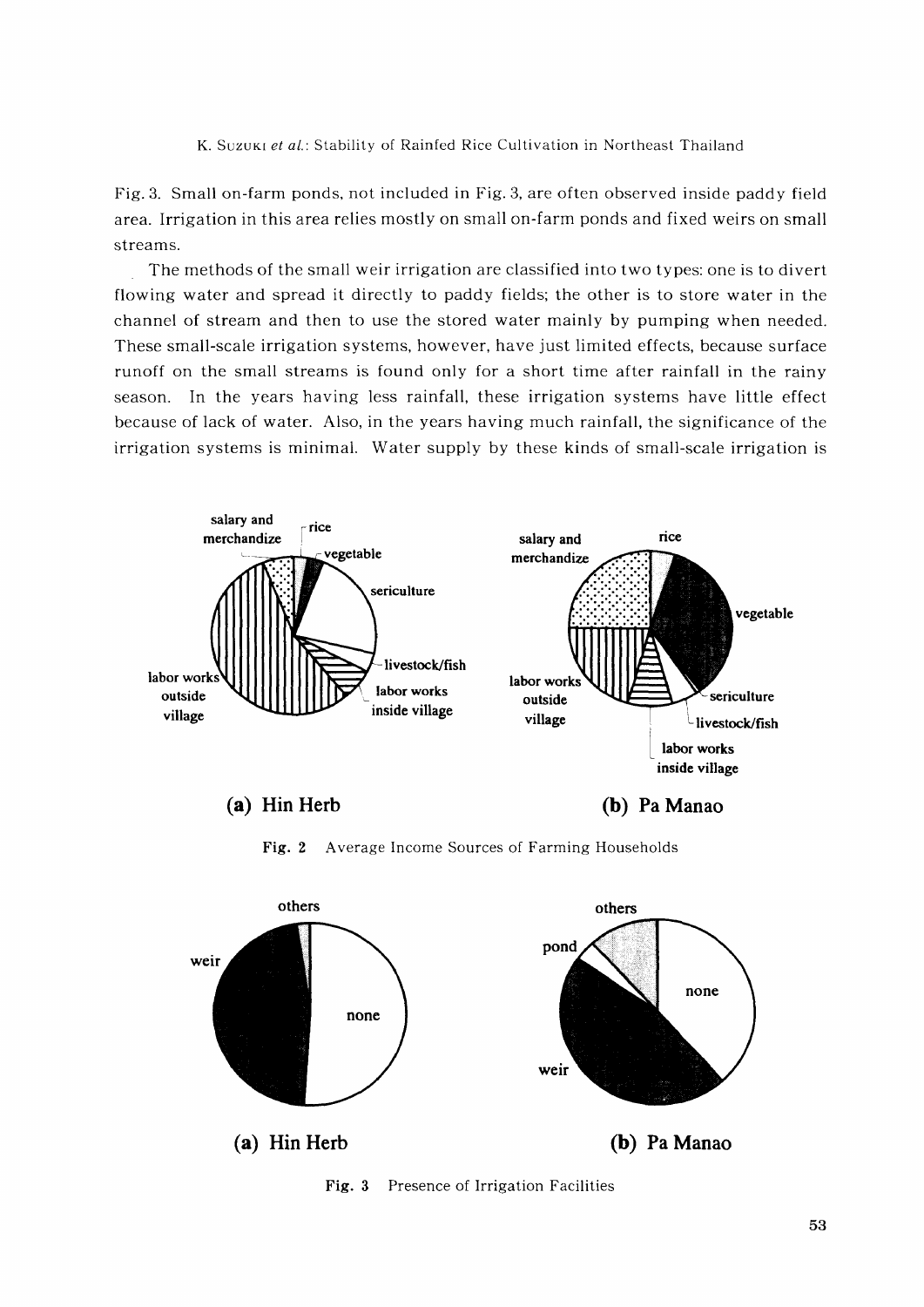Fig. 3. Small on-farm ponds, not included in Fig. 3, are often observed inside paddy field area. Irrigation in this area relies mostly on small on-farm ponds and fixed weirs on small streams.

The methods of the small weir irrigation are classified into two types: one is to divert flowing water and spread it directly to paddy fields; the other is to store water in the channel of stream and then to use the stored water mainly by pumping when needed. These small-scale irrigation systems, however, have just limited effects, because surface runoff on the small streams is found only for a short time after rainfall in the rainy season. In the years having less rainfall, these irrigation systems have little effect because of lack of water. Also, in the years having much rainfall, the significance of the irrigation systems is minimal. Water supply by these kinds of small-scale irrigation is

Fig. 2 Average Income Sources of Farming Households

Fig. 3 Presence of Irrigation Facilities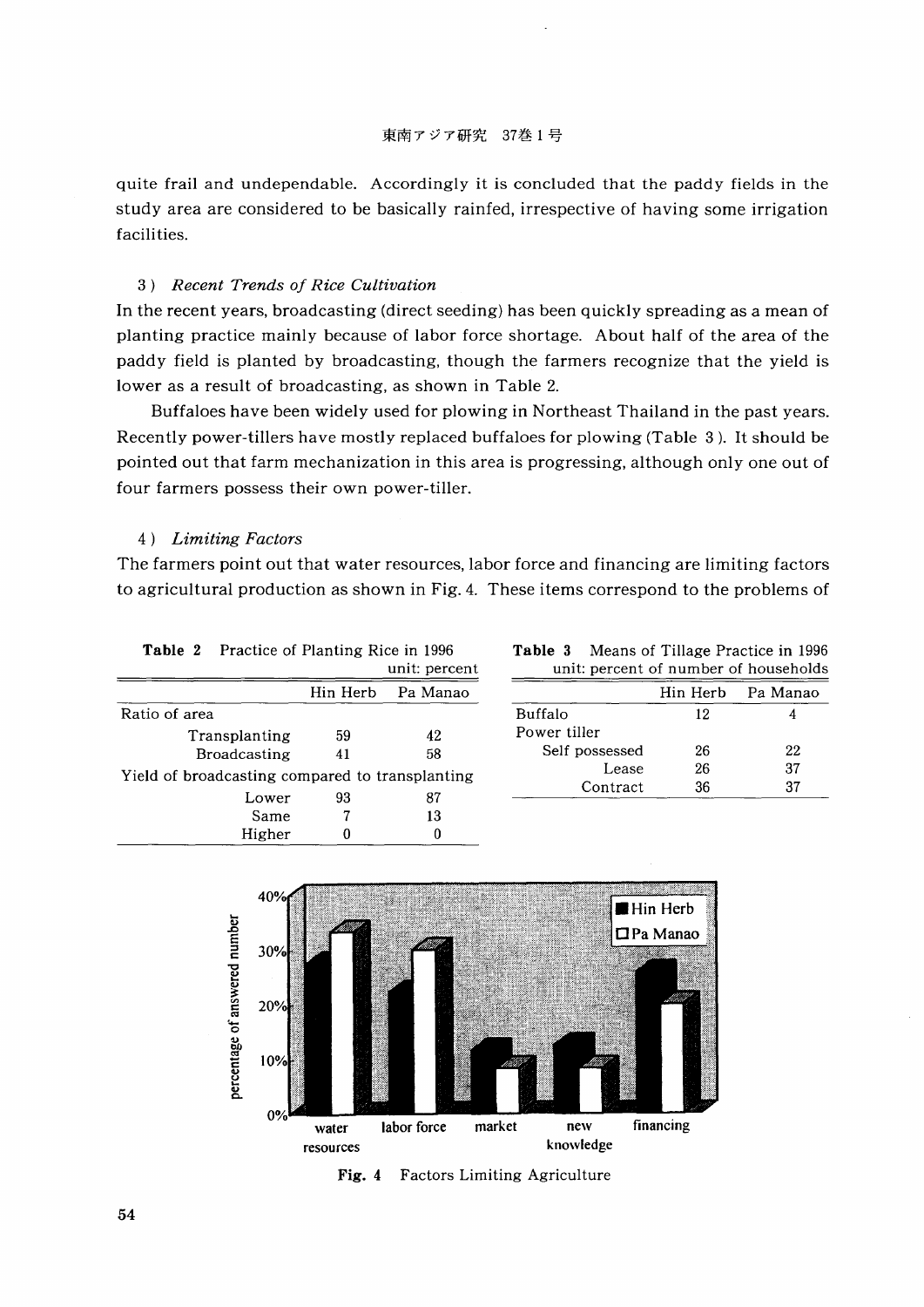quite frail and undependable. Accordingly it is concluded that the paddy fields in the study area are considered to be basically rainfed, irrespective of having some irrigation facilities.

### 3) *Recent Trends of Rice Cultivation*

In the recent years, broadcasting (direct seeding) has been quickly spreading as a mean of planting practice mainly because of labor force shortage. About half of the area of the paddy field is planted by broadcasting, though the farmers recognize that the yield is lower as a result of broadcasting, as shown in Table 2.

Buffaloes have been widely used for plowing in Northeast Thailand in the past years. Recently power-tillers have mostly replaced buffaloes for plowing (Table 3). It should be pointed out that farm mechanization in this area is progressing, although only one out of four farmers possess their own power-tiller.

### 4) *Limiting Factors*

The farmers point out that water resources, labor force and financing are limiting factors to agricultural production as shown in Fig. 4. These items correspond to the problems of

**Table 2** Practice of Planting Rice in 1996

unit: percent

| | Hin Herb | Pa Manao |
|---|---|---|
| Ratio of area | | |
| Transplanting | 59 | 42 |
| Broadcasting | 41 | 58 |
| Yield of broadcasting compared to transplanting | | |
| Lower | 93 | 87 |
| Same | 7 | 13 |
| Higher | 0 | 0 |

**Table 3** Means of Tillage Practice in 1996

unit: percent of number of households

| | Hin Herb | Pa Manao |
|---|---|---|
| Buffalo | 12 | 4 |
| Power tiller | | |
| Self possessed | 26 | 22 |
| Lease | 26 | 37 |
| Contract | 36 | 37 |

**Fig. 4** Factors Limiting Agriculture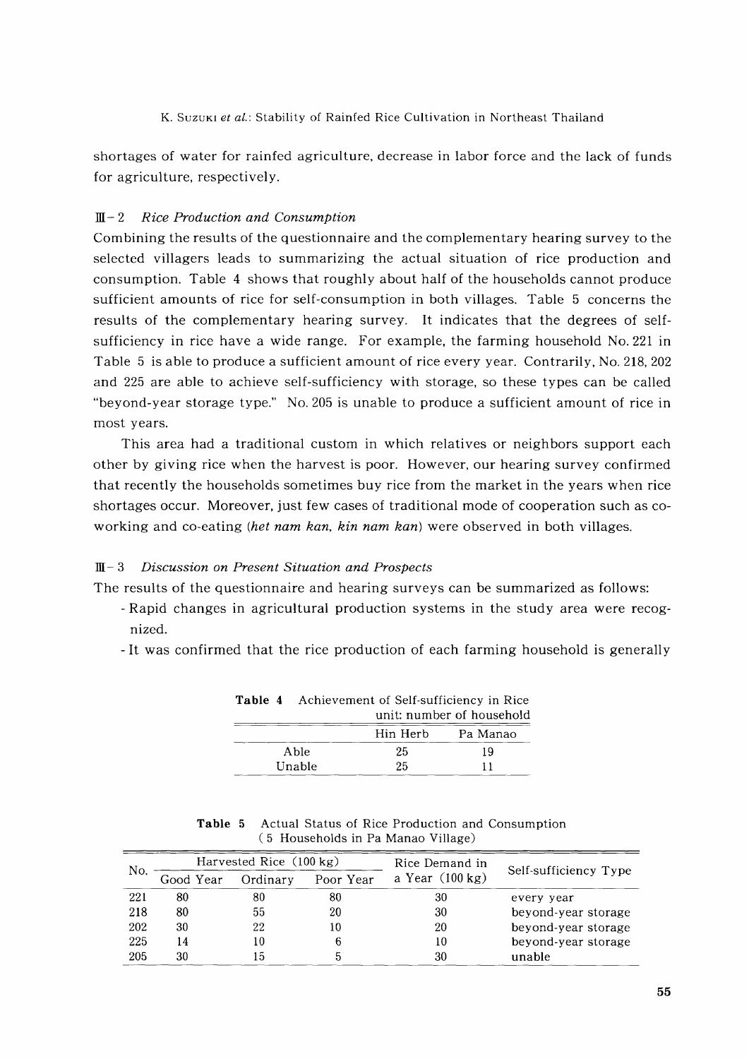shortages of water for rainfed agriculture, decrease in labor force and the lack of funds for agriculture, respectively.

### III-2 *Rice Production and Consumption*

Combining the results of the questionnaire and the complementary hearing survey to the selected villagers leads to summarizing the actual situation of rice production and consumption. Table 4 shows that roughly about half of the households cannot produce sufficient amounts of rice for self-consumption in both villages. Table 5 concerns the results of the complementary hearing survey. It indicates that the degrees of self-sufficiency in rice have a wide range. For example, the farming household No. 221 in Table 5 is able to produce a sufficient amount of rice every year. Contrarily, No. 218, 202 and 225 are able to achieve self-sufficiency with storage, so these types can be called "beyond-year storage type." No. 205 is unable to produce a sufficient amount of rice in most years.

This area had a traditional custom in which relatives or neighbors support each other by giving rice when the harvest is poor. However, our hearing survey confirmed that recently the households sometimes buy rice from the market in the years when rice shortages occur. Moreover, just few cases of traditional mode of cooperation such as co-working and co-eating (*het nam kan, kin nam kan*) were observed in both villages.

### III-3 *Discussion on Present Situation and Prospects*

The results of the questionnaire and hearing surveys can be summarized as follows:

- Rapid changes in agricultural production systems in the study area were recognized.
- It was confirmed that the rice production of each farming household is generally

**Table 4** Achievement of Self-sufficiency in Rice
unit: number of household

| | Hin Herb | Pa Manao |
|---|---|---|
| Able | 25 | 19 |
| Unable | 25 | 11 |

**Table 5** Actual Status of Rice Production and Consumption (5 Households in Pa Manao Village)

| No. | Harvested Rice (100 kg) | | | Rice Demand in a Year (100 kg) | Self-sufficiency Type |
|---|---|---|---|---|---|
| | Good Year | Ordinary | Poor Year | | |
| 221 | 80 | 80 | 80 | 30 | every year |
| 218 | 80 | 55 | 20 | 30 | beyond-year storage |
| 202 | 30 | 22 | 10 | 20 | beyond-year storage |
| 225 | 14 | 10 | 6 | 10 | beyond-year storage |
| 205 | 30 | 15 | 5 | 30 | unable |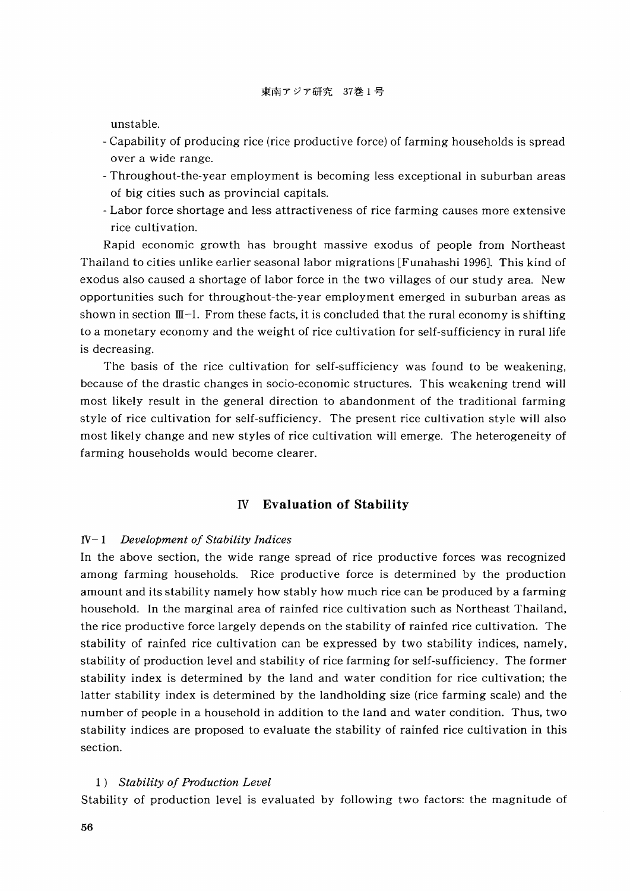unstable.

- Capability of producing rice (rice productive force) of farming households is spread over a wide range.
- Throughout-the-year employment is becoming less exceptional in suburban areas of big cities such as provincial capitals.
- Labor force shortage and less attractiveness of rice farming causes more extensive rice cultivation.

Rapid economic growth has brought massive exodus of people from Northeast Thailand to cities unlike earlier seasonal labor migrations [Funahashi 1996]. This kind of exodus also caused a shortage of labor force in the two villages of our study area. New opportunities such for throughout-the-year employment emerged in suburban areas as shown in section III-1. From these facts, it is concluded that the rural economy is shifting to a monetary economy and the weight of rice cultivation for self-sufficiency in rural life is decreasing.

The basis of the rice cultivation for self-sufficiency was found to be weakening, because of the drastic changes in socio-economic structures. This weakening trend will most likely result in the general direction to abandonment of the traditional farming style of rice cultivation for self-sufficiency. The present rice cultivation style will also most likely change and new styles of rice cultivation will emerge. The heterogeneity of farming households would become clearer.

## IV Evaluation of Stability

### IV-1 *Development of Stability Indices*

In the above section, the wide range spread of rice productive forces was recognized among farming households. Rice productive force is determined by the production amount and its stability namely how stably how much rice can be produced by a farming household. In the marginal area of rainfed rice cultivation such as Northeast Thailand, the rice productive force largely depends on the stability of rainfed rice cultivation. The stability of rainfed rice cultivation can be expressed by two stability indices, namely, stability of production level and stability of rice farming for self-sufficiency. The former stability index is determined by the land and water condition for rice cultivation; the latter stability index is determined by the landholding size (rice farming scale) and the number of people in a household in addition to the land and water condition. Thus, two stability indices are proposed to evaluate the stability of rainfed rice cultivation in this section.

#### 1) *Stability of Production Level*

Stability of production level is evaluated by following two factors: the magnitude of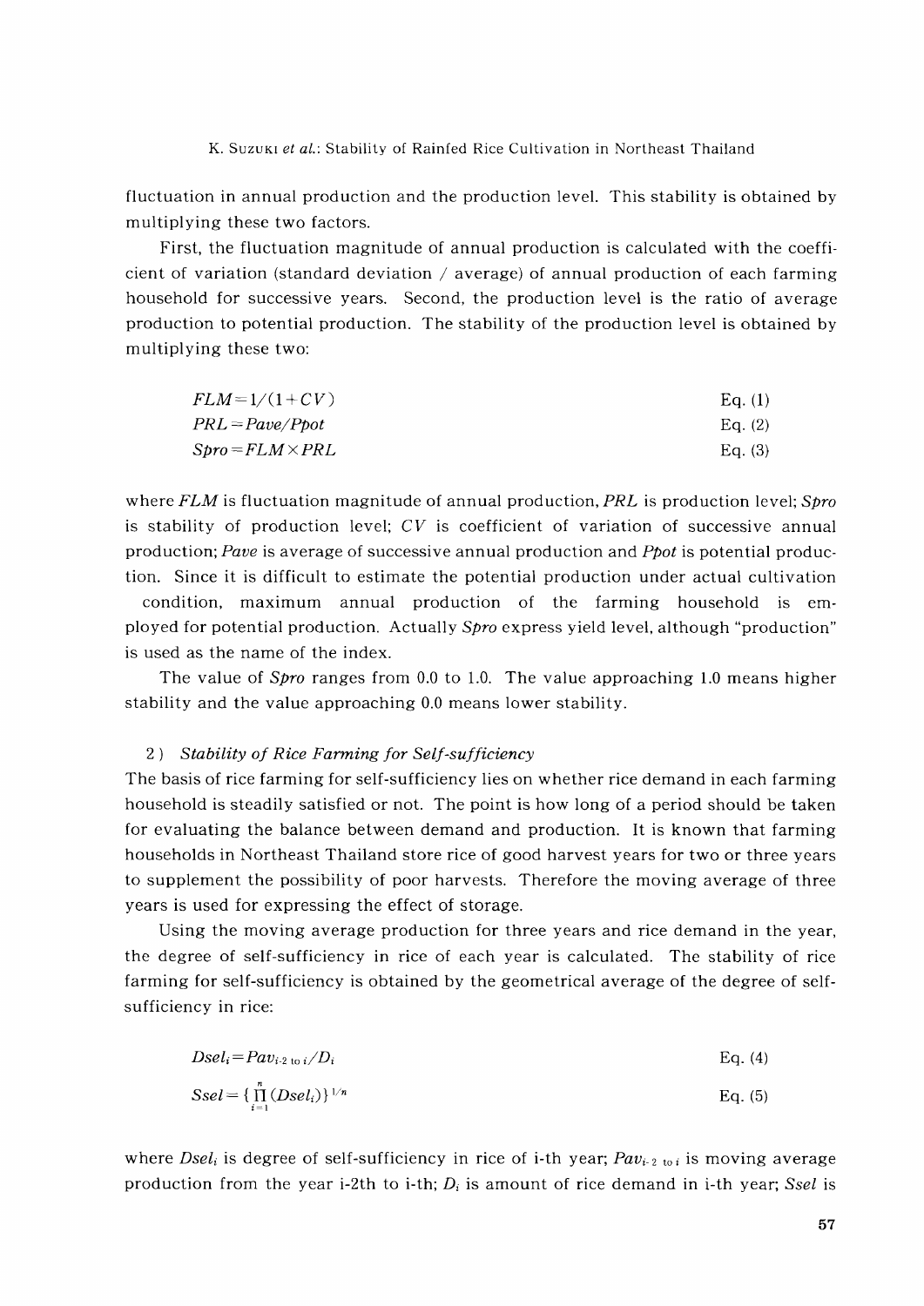fluctuation in annual production and the production level. This stability is obtained by multiplying these two factors.

First, the fluctuation magnitude of annual production is calculated with the coefficient of variation (standard deviation / average) of annual production of each farming household for successive years. Second, the production level is the ratio of average production to potential production. The stability of the production level is obtained by multiplying these two:

$$FLM = 1/(1+CV) \qquad \text{Eq. (1)}$$

$$PRL = Pave/Ppot \qquad \text{Eq. (2)}$$

$$Spro = FLM \times PRL \qquad \text{Eq. (3)}$$

where *FLM* is fluctuation magnitude of annual production, *PRL* is production level; *Spro* is stability of production level; *CV* is coefficient of variation of successive annual production; *Pave* is average of successive annual production and *Ppot* is potential production. Since it is difficult to estimate the potential production under actual cultivation condition, maximum annual production of the farming household is employed for potential production. Actually *Spro* express yield level, although "production" is used as the name of the index.

The value of *Spro* ranges from 0.0 to 1.0. The value approaching 1.0 means higher stability and the value approaching 0.0 means lower stability.

### 2) *Stability of Rice Farming for Self-sufficiency*

The basis of rice farming for self-sufficiency lies on whether rice demand in each farming household is steadily satisfied or not. The point is how long of a period should be taken for evaluating the balance between demand and production. It is known that farming households in Northeast Thailand store rice of good harvest years for two or three years to supplement the possibility of poor harvests. Therefore the moving average of three years is used for expressing the effect of storage.

Using the moving average production for three years and rice demand in the year, the degree of self-sufficiency in rice of each year is calculated. The stability of rice farming for self-sufficiency is obtained by the geometrical average of the degree of self-sufficiency in rice:

$$Dsel_i = Pav_{i\text{-}2 \text{ to } i}/D_i \qquad \text{Eq. (4)}$$

$$Ssel = \{\prod_{i=1}^{n}(Dsel_i)\}^{1/n} \qquad \text{Eq. (5)}$$

where $Dsel_i$ is degree of self-sufficiency in rice of i-th year; $Pav_{i\text{-}2 \text{ to } i}$ is moving average production from the year i-2th to i-th; $D_i$ is amount of rice demand in i-th year; *Ssel* is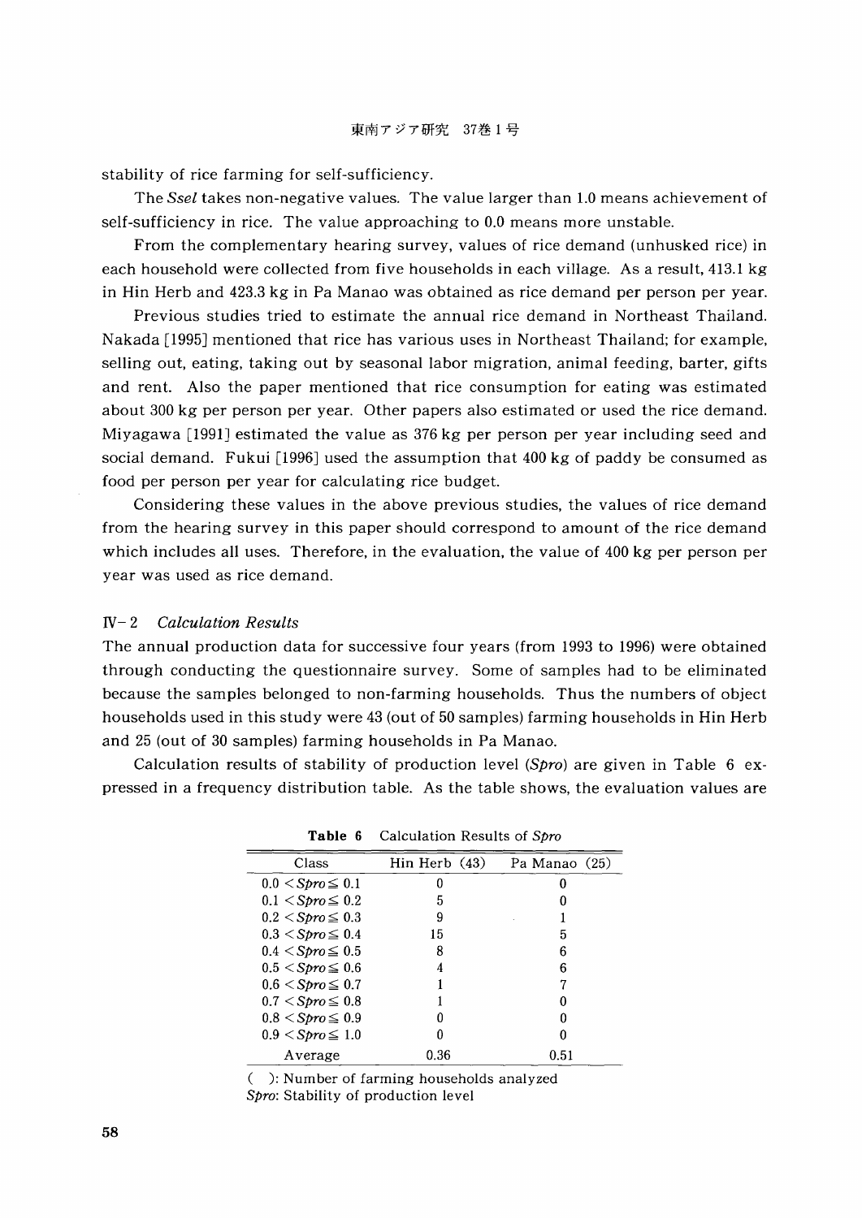stability of rice farming for self-sufficiency.

The *Ssel* takes non-negative values. The value larger than 1.0 means achievement of self-sufficiency in rice. The value approaching to 0.0 means more unstable.

From the complementary hearing survey, values of rice demand (unhusked rice) in each household were collected from five households in each village. As a result, 413.1 kg in Hin Herb and 423.3 kg in Pa Manao was obtained as rice demand per person per year.

Previous studies tried to estimate the annual rice demand in Northeast Thailand. Nakada [1995] mentioned that rice has various uses in Northeast Thailand; for example, selling out, eating, taking out by seasonal labor migration, animal feeding, barter, gifts and rent. Also the paper mentioned that rice consumption for eating was estimated about 300 kg per person per year. Other papers also estimated or used the rice demand. Miyagawa [1991] estimated the value as 376 kg per person per year including seed and social demand. Fukui [1996] used the assumption that 400 kg of paddy be consumed as food per person per year for calculating rice budget.

Considering these values in the above previous studies, the values of rice demand from the hearing survey in this paper should correspond to amount of the rice demand which includes all uses. Therefore, in the evaluation, the value of 400 kg per person per year was used as rice demand.

### IV-2 *Calculation Results*

The annual production data for successive four years (from 1993 to 1996) were obtained through conducting the questionnaire survey. Some of samples had to be eliminated because the samples belonged to non-farming households. Thus the numbers of object households used in this study were 43 (out of 50 samples) farming households in Hin Herb and 25 (out of 30 samples) farming households in Pa Manao.

Calculation results of stability of production level (*Spro*) are given in Table 6 expressed in a frequency distribution table. As the table shows, the evaluation values are

**Table 6** Calculation Results of *Spro*

| Class | Hin Herb (43) | Pa Manao (25) |
|---|---|---|
| $0.0 < Spro \leq 0.1$ | 0 | 0 |
| $0.1 < Spro \leq 0.2$ | 5 | 0 |
| $0.2 < Spro \leq 0.3$ | 9 | 1 |
| $0.3 < Spro \leq 0.4$ | 15 | 5 |
| $0.4 < Spro \leq 0.5$ | 8 | 6 |
| $0.5 < Spro \leq 0.6$ | 4 | 6 |
| $0.6 < Spro \leq 0.7$ | 1 | 7 |
| $0.7 < Spro \leq 0.8$ | 1 | 0 |
| $0.8 < Spro \leq 0.9$ | 0 | 0 |
| $0.9 < Spro \leq 1.0$ | 0 | 0 |
| Average | 0.36 | 0.51 |

( ): Number of farming households analyzed
*Spro*: Stability of production level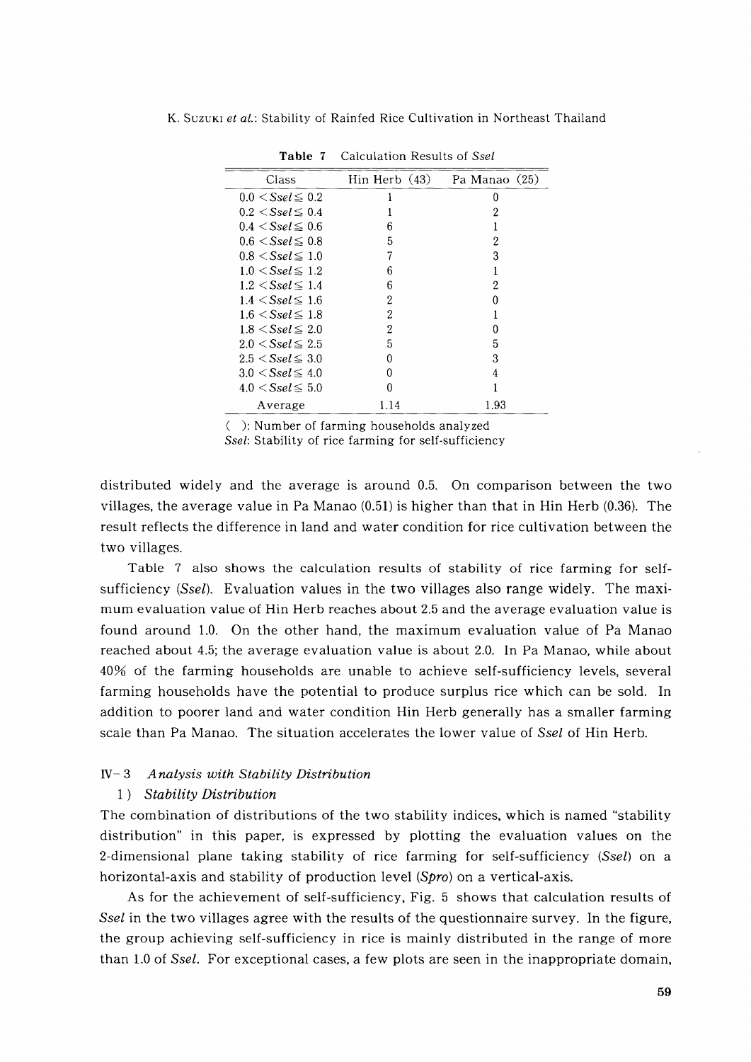**Table 7** Calculation Results of *Ssel*

| Class | Hin Herb (43) | Pa Manao (25) |
|---|---|---|
| $0.0 < Ssel \leq 0.2$ | 1 | 0 |
| $0.2 < Ssel \leq 0.4$ | 1 | 2 |
| $0.4 < Ssel \leq 0.6$ | 6 | 1 |
| $0.6 < Ssel \leq 0.8$ | 5 | 2 |
| $0.8 < Ssel \leq 1.0$ | 7 | 3 |
| $1.0 < Ssel \leq 1.2$ | 6 | 1 |
| $1.2 < Ssel \leq 1.4$ | 6 | 2 |
| $1.4 < Ssel \leq 1.6$ | 2 | 0 |
| $1.6 < Ssel \leq 1.8$ | 2 | 1 |
| $1.8 < Ssel \leq 2.0$ | 2 | 0 |
| $2.0 < Ssel \leq 2.5$ | 5 | 5 |
| $2.5 < Ssel \leq 3.0$ | 0 | 3 |
| $3.0 < Ssel \leq 4.0$ | 0 | 4 |
| $4.0 < Ssel \leq 5.0$ | 0 | 1 |
| Average | 1.14 | 1.93 |

( ): Number of farming households analyzed
*Ssel*: Stability of rice farming for self-sufficiency

distributed widely and the average is around 0.5. On comparison between the two villages, the average value in Pa Manao (0.51) is higher than that in Hin Herb (0.36). The result reflects the difference in land and water condition for rice cultivation between the two villages.

Table 7 also shows the calculation results of stability of rice farming for self-sufficiency (*Ssel*). Evaluation values in the two villages also range widely. The maximum evaluation value of Hin Herb reaches about 2.5 and the average evaluation value is found around 1.0. On the other hand, the maximum evaluation value of Pa Manao reached about 4.5; the average evaluation value is about 2.0. In Pa Manao, while about 40% of the farming households are unable to achieve self-sufficiency levels, several farming households have the potential to produce surplus rice which can be sold. In addition to poorer land and water condition Hin Herb generally has a smaller farming scale than Pa Manao. The situation accelerates the lower value of *Ssel* of Hin Herb.

### IV-3 *Analysis with Stability Distribution*

#### 1) *Stability Distribution*

The combination of distributions of the two stability indices, which is named "stability distribution" in this paper, is expressed by plotting the evaluation values on the 2-dimensional plane taking stability of rice farming for self-sufficiency (*Ssel*) on a horizontal-axis and stability of production level (*Spro*) on a vertical-axis.

As for the achievement of self-sufficiency, Fig. 5 shows that calculation results of *Ssel* in the two villages agree with the results of the questionnaire survey. In the figure, the group achieving self-sufficiency in rice is mainly distributed in the range of more than 1.0 of *Ssel*. For exceptional cases, a few plots are seen in the inappropriate domain,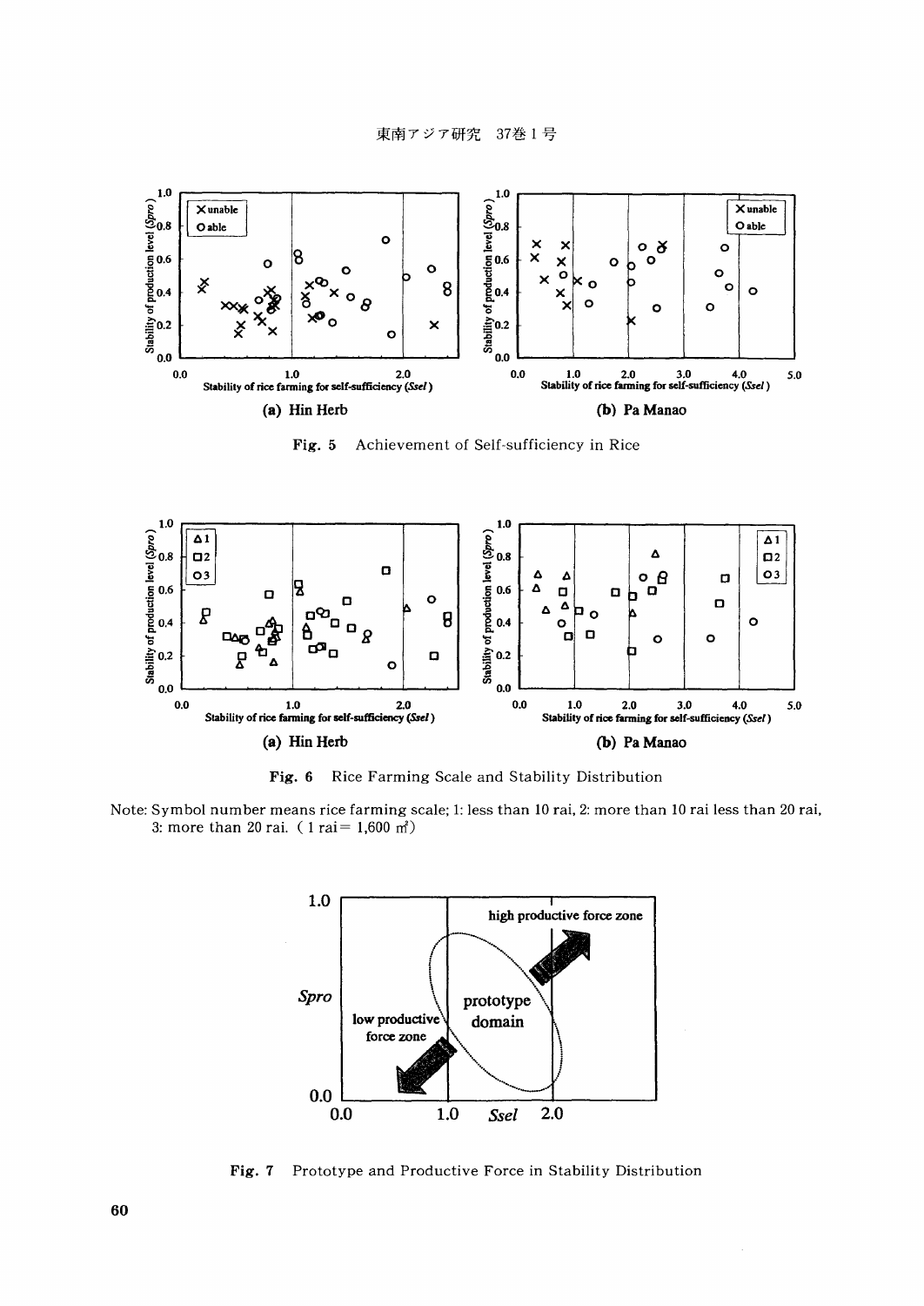Fig. 5 Achievement of Self-sufficiency in Rice

Fig. 6 Rice Farming Scale and Stability Distribution

Note: Symbol number means rice farming scale; 1: less than 10 rai, 2: more than 10 rai less than 20 rai, 3: more than 20 rai. ( 1 rai = 1,600 ㎡)

Fig. 7 Prototype and Productive Force in Stability Distribution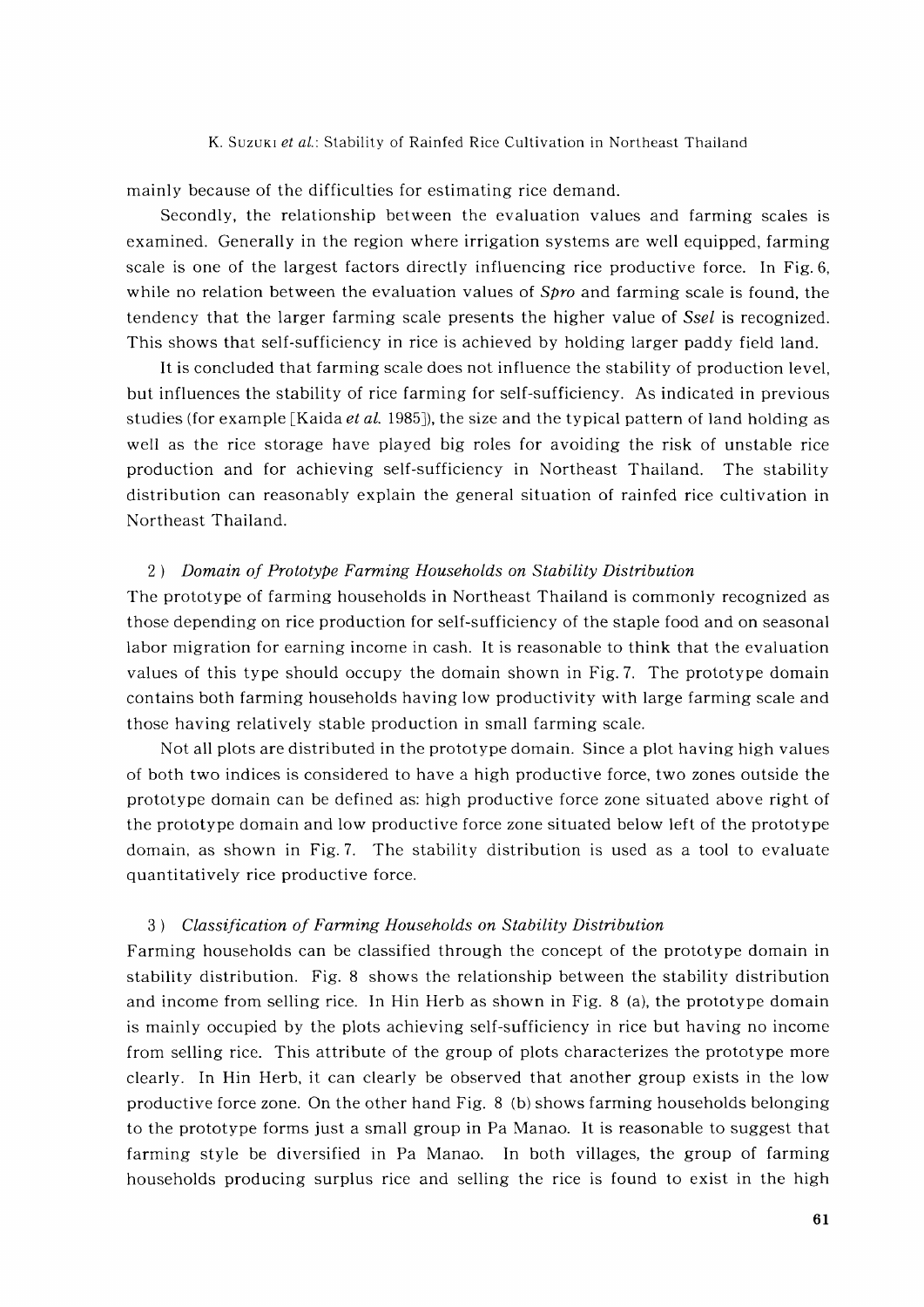mainly because of the difficulties for estimating rice demand.

Secondly, the relationship between the evaluation values and farming scales is examined. Generally in the region where irrigation systems are well equipped, farming scale is one of the largest factors directly influencing rice productive force. In Fig. 6, while no relation between the evaluation values of *Spro* and farming scale is found, the tendency that the larger farming scale presents the higher value of *Ssel* is recognized. This shows that self-sufficiency in rice is achieved by holding larger paddy field land.

It is concluded that farming scale does not influence the stability of production level, but influences the stability of rice farming for self-sufficiency. As indicated in previous studies (for example [Kaida *et al.* 1985]), the size and the typical pattern of land holding as well as the rice storage have played big roles for avoiding the risk of unstable rice production and for achieving self-sufficiency in Northeast Thailand. The stability distribution can reasonably explain the general situation of rainfed rice cultivation in Northeast Thailand.

### 2) *Domain of Prototype Farming Households on Stability Distribution*

The prototype of farming households in Northeast Thailand is commonly recognized as those depending on rice production for self-sufficiency of the staple food and on seasonal labor migration for earning income in cash. It is reasonable to think that the evaluation values of this type should occupy the domain shown in Fig. 7. The prototype domain contains both farming households having low productivity with large farming scale and those having relatively stable production in small farming scale.

Not all plots are distributed in the prototype domain. Since a plot having high values of both two indices is considered to have a high productive force, two zones outside the prototype domain can be defined as: high productive force zone situated above right of the prototype domain and low productive force zone situated below left of the prototype domain, as shown in Fig. 7. The stability distribution is used as a tool to evaluate quantitatively rice productive force.

### 3) *Classification of Farming Households on Stability Distribution*

Farming households can be classified through the concept of the prototype domain in stability distribution. Fig. 8 shows the relationship between the stability distribution and income from selling rice. In Hin Herb as shown in Fig. 8 (a), the prototype domain is mainly occupied by the plots achieving self-sufficiency in rice but having no income from selling rice. This attribute of the group of plots characterizes the prototype more clearly. In Hin Herb, it can clearly be observed that another group exists in the low productive force zone. On the other hand Fig. 8 (b) shows farming households belonging to the prototype forms just a small group in Pa Manao. It is reasonable to suggest that farming style be diversified in Pa Manao. In both villages, the group of farming households producing surplus rice and selling the rice is found to exist in the high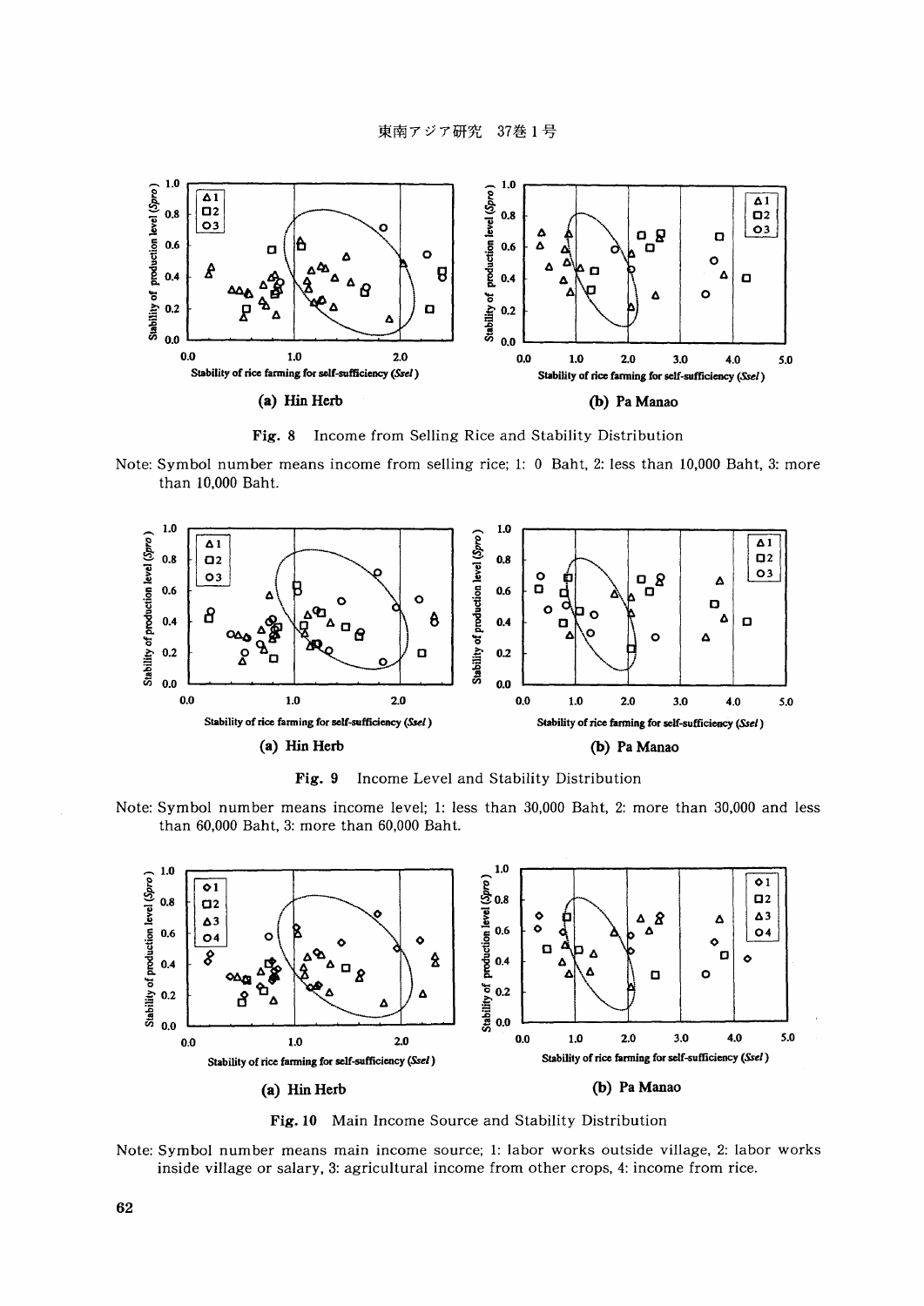Fig. 8 Income from Selling Rice and Stability Distribution

Note: Symbol number means income from selling rice; 1: 0 Baht, 2: less than 10,000 Baht, 3: more than 10,000 Baht.

Fig. 9 Income Level and Stability Distribution

Note: Symbol number means income level; 1: less than 30,000 Baht, 2: more than 30,000 and less than 60,000 Baht, 3: more than 60,000 Baht.

Fig. 10 Main Income Source and Stability Distribution

Note: Symbol number means main income source; 1: labor works outside village, 2: labor works inside village or salary, 3: agricultural income from other crops, 4: income from rice.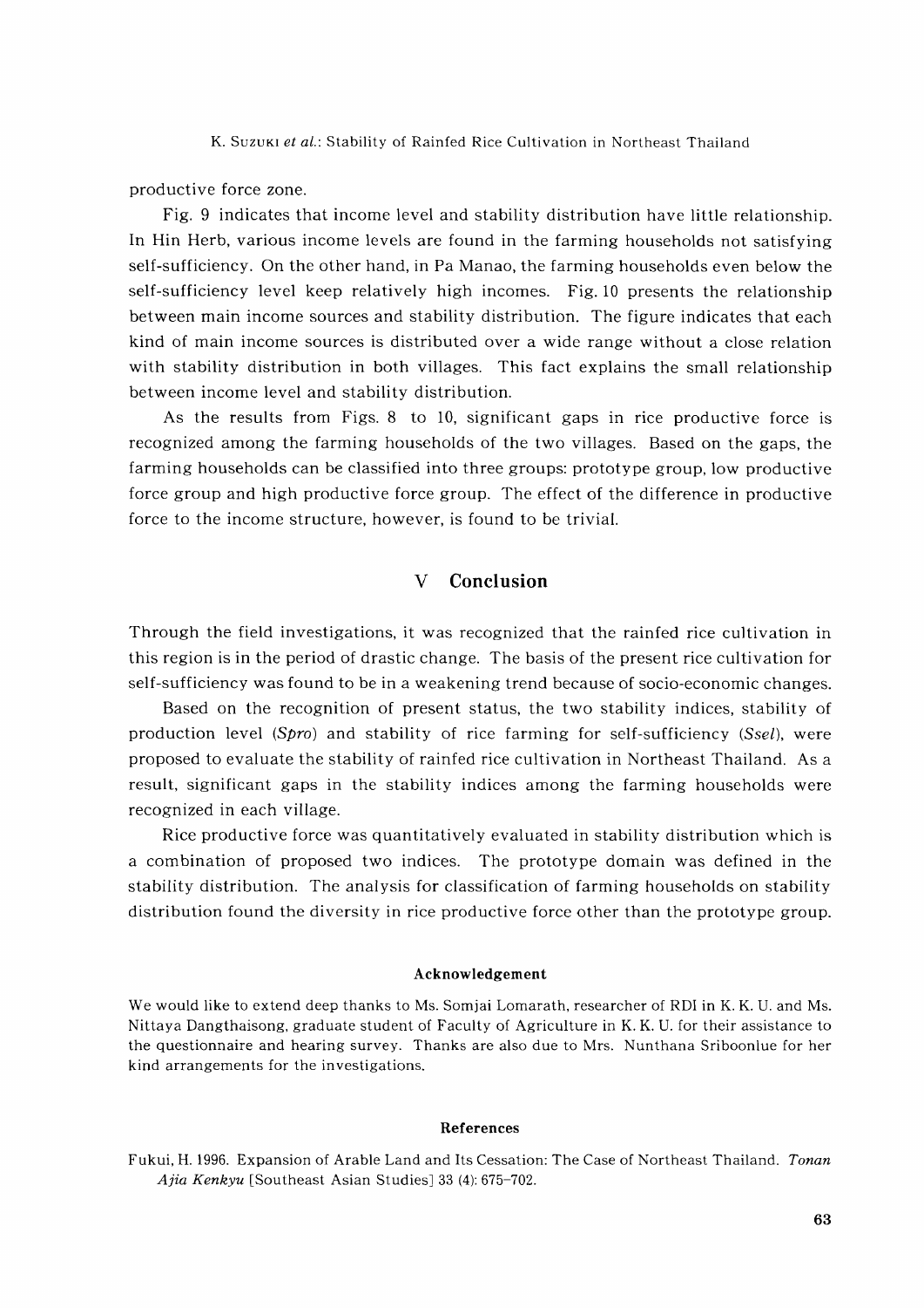productive force zone.

Fig. 9 indicates that income level and stability distribution have little relationship. In Hin Herb, various income levels are found in the farming households not satisfying self-sufficiency. On the other hand, in Pa Manao, the farming households even below the self-sufficiency level keep relatively high incomes. Fig. 10 presents the relationship between main income sources and stability distribution. The figure indicates that each kind of main income sources is distributed over a wide range without a close relation with stability distribution in both villages. This fact explains the small relationship between income level and stability distribution.

As the results from Figs. 8 to 10, significant gaps in rice productive force is recognized among the farming households of the two villages. Based on the gaps, the farming households can be classified into three groups: prototype group, low productive force group and high productive force group. The effect of the difference in productive force to the income structure, however, is found to be trivial.

## V Conclusion

Through the field investigations, it was recognized that the rainfed rice cultivation in this region is in the period of drastic change. The basis of the present rice cultivation for self-sufficiency was found to be in a weakening trend because of socio-economic changes.

Based on the recognition of present status, the two stability indices, stability of production level (*Spro*) and stability of rice farming for self-sufficiency (*Ssel*), were proposed to evaluate the stability of rainfed rice cultivation in Northeast Thailand. As a result, significant gaps in the stability indices among the farming households were recognized in each village.

Rice productive force was quantitatively evaluated in stability distribution which is a combination of proposed two indices. The prototype domain was defined in the stability distribution. The analysis for classification of farming households on stability distribution found the diversity in rice productive force other than the prototype group.

#### Acknowledgement

We would like to extend deep thanks to Ms. Somjai Lomarath, researcher of RDI in K. K. U. and Ms. Nittaya Dangthaisong, graduate student of Faculty of Agriculture in K. K. U. for their assistance to the questionnaire and hearing survey. Thanks are also due to Mrs. Nunthana Sriboonlue for her kind arrangements for the investigations.

#### References

Fukui, H. 1996. Expansion of Arable Land and Its Cessation: The Case of Northeast Thailand. *Tonan Ajia Kenkyu* [Southeast Asian Studies] 33 (4): 675–702.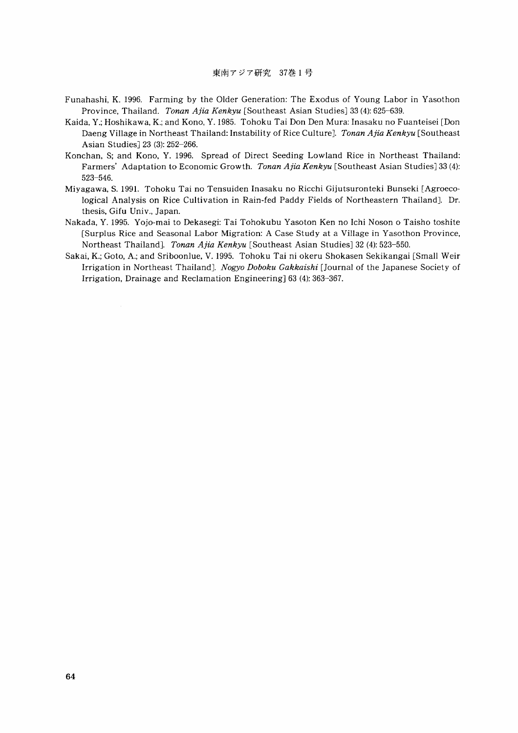Funahashi, K. 1996. Farming by the Older Generation: The Exodus of Young Labor in Yasothon Province, Thailand. *Tonan Ajia Kenkyu* [Southeast Asian Studies] 33 (4): 625–639.

Kaida, Y.; Hoshikawa, K.; and Kono, Y. 1985. Tohoku Tai Don Den Mura: Inasaku no Fuanteisei [Don Daeng Village in Northeast Thailand: Instability of Rice Culture]. *Tonan Ajia Kenkyu* [Southeast Asian Studies] 23 (3): 252–266.

Konchan, S; and Kono, Y. 1996. Spread of Direct Seeding Lowland Rice in Northeast Thailand: Farmers' Adaptation to Economic Growth. *Tonan Ajia Kenkyu* [Southeast Asian Studies] 33 (4): 523–546.

Miyagawa, S. 1991. Tohoku Tai no Tensuiden Inasaku no Ricchi Gijutsuronteki Bunseki [Agroecological Analysis on Rice Cultivation in Rain-fed Paddy Fields of Northeastern Thailand]. Dr. thesis, Gifu Univ., Japan.

Nakada, Y. 1995. Yojo-mai to Dekasegi: Tai Tohokubu Yasoton Ken no Ichi Noson o Taisho toshite [Surplus Rice and Seasonal Labor Migration: A Case Study at a Village in Yasothon Province, Northeast Thailand]. *Tonan Ajia Kenkyu* [Southeast Asian Studies] 32 (4): 523–550.

Sakai, K.; Goto, A.; and Sriboonlue, V. 1995. Tohoku Tai ni okeru Shokasen Sekikangai [Small Weir Irrigation in Northeast Thailand]. *Nogyo Doboku Gakkaishi* [Journal of the Japanese Society of Irrigation, Drainage and Reclamation Engineering] 63 (4): 363–367.